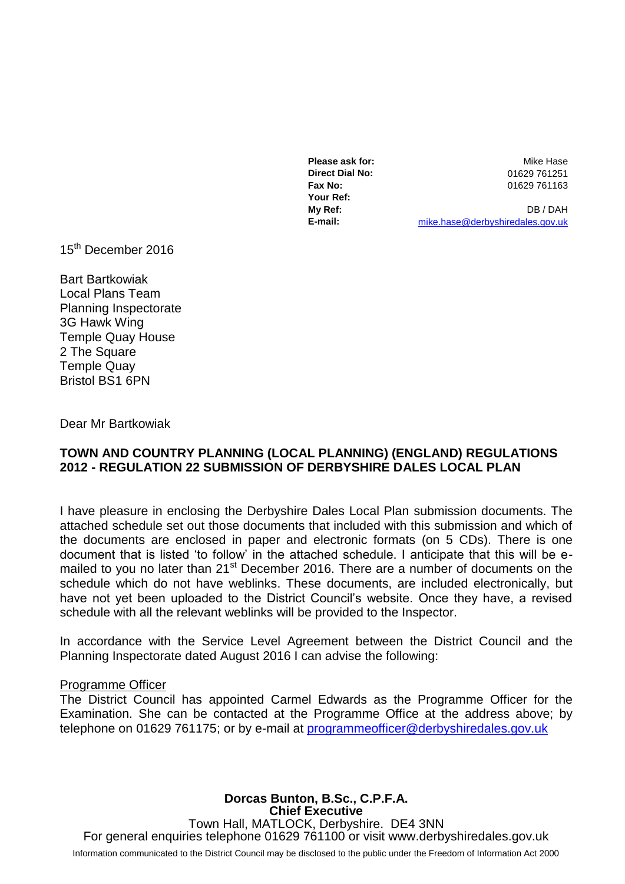| | |
|---|---|
| **Please ask for:** | Mike Hase |
| **Direct Dial No:** | 01629 761251 |
| **Fax No:** | 01629 761163 |
| **Your Ref:** | |
| **My Ref:** | DB / DAH |
| **E-mail:** | mike.hase@derbyshiredales.gov.uk |

15th December 2016

Bart Bartkowiak
Local Plans Team
Planning Inspectorate
3G Hawk Wing
Temple Quay House
2 The Square
Temple Quay
Bristol BS1 6PN

Dear Mr Bartkowiak

**TOWN AND COUNTRY PLANNING (LOCAL PLANNING) (ENGLAND) REGULATIONS 2012 - REGULATION 22 SUBMISSION OF DERBYSHIRE DALES LOCAL PLAN**

I have pleasure in enclosing the Derbyshire Dales Local Plan submission documents. The attached schedule set out those documents that included with this submission and which of the documents are enclosed in paper and electronic formats (on 5 CDs). There is one document that is listed 'to follow' in the attached schedule. I anticipate that this will be e-mailed to you no later than 21st December 2016. There are a number of documents on the schedule which do not have weblinks. These documents, are included electronically, but have not yet been uploaded to the District Council's website. Once they have, a revised schedule with all the relevant weblinks will be provided to the Inspector.

In accordance with the Service Level Agreement between the District Council and the Planning Inspectorate dated August 2016 I can advise the following:

Programme Officer

The District Council has appointed Carmel Edwards as the Programme Officer for the Examination. She can be contacted at the Programme Office at the address above; by telephone on 01629 761175; or by e-mail at programmeofficer@derbyshiredales.gov.uk

**Dorcas Bunton, B.Sc., C.P.F.A.**
**Chief Executive**
Town Hall, MATLOCK, Derbyshire. DE4 3NN
For general enquiries telephone 01629 761100 or visit www.derbyshiredales.gov.uk

Information communicated to the District Council may be disclosed to the public under the Freedom of Information Act 2000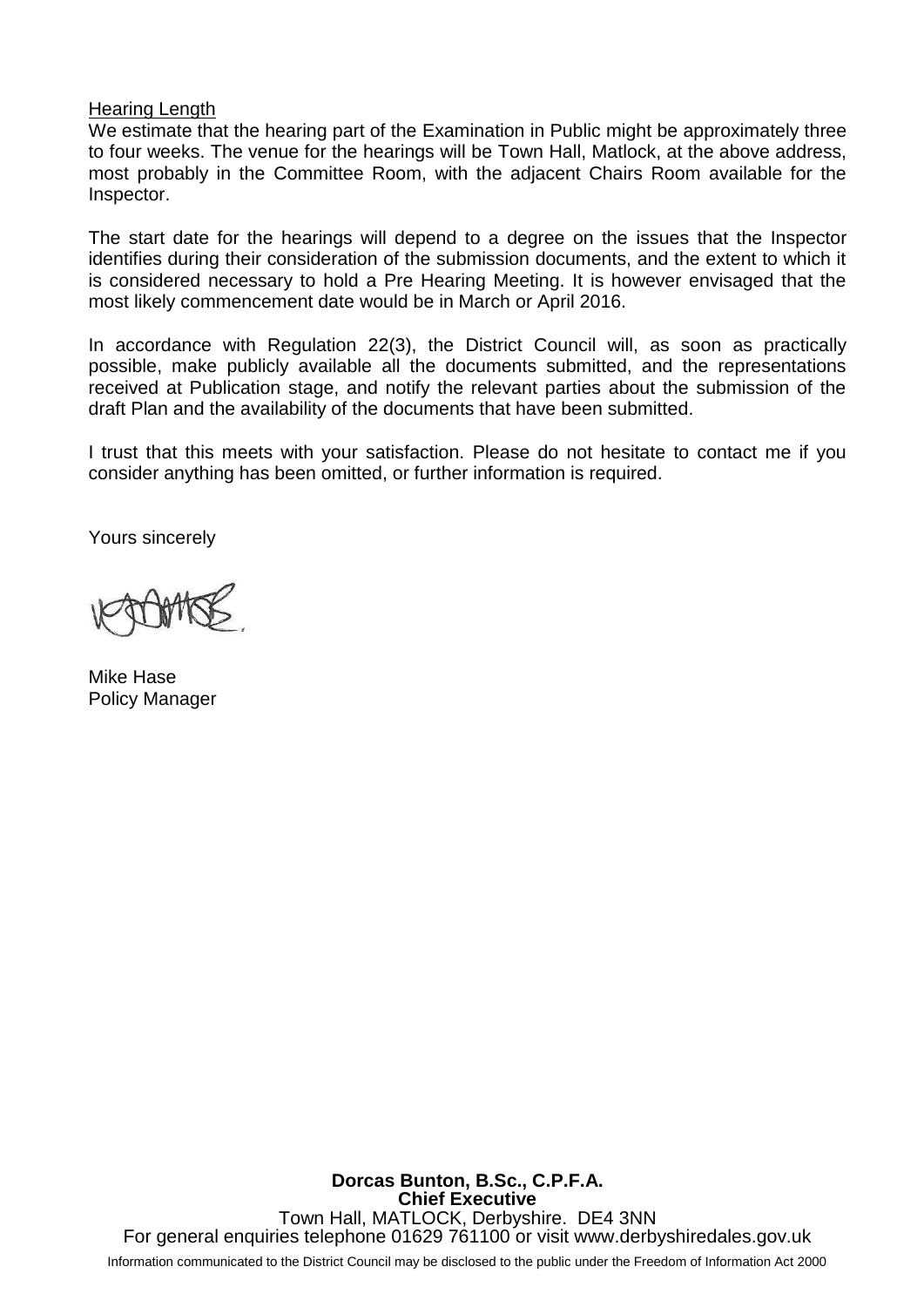<u>Hearing Length</u>

We estimate that the hearing part of the Examination in Public might be approximately three to four weeks. The venue for the hearings will be Town Hall, Matlock, at the above address, most probably in the Committee Room, with the adjacent Chairs Room available for the Inspector.

The start date for the hearings will depend to a degree on the issues that the Inspector identifies during their consideration of the submission documents, and the extent to which it is considered necessary to hold a Pre Hearing Meeting. It is however envisaged that the most likely commencement date would be in March or April 2016.

In accordance with Regulation 22(3), the District Council will, as soon as practically possible, make publicly available all the documents submitted, and the representations received at Publication stage, and notify the relevant parties about the submission of the draft Plan and the availability of the documents that have been submitted.

I trust that this meets with your satisfaction. Please do not hesitate to contact me if you consider anything has been omitted, or further information is required.

Yours sincerely

Mike Hase
Policy Manager

**Dorcas Bunton, B.Sc., C.P.F.A.**
**Chief Executive**
Town Hall, MATLOCK, Derbyshire. DE4 3NN
For general enquiries telephone 01629 761100 or visit www.derbyshiredales.gov.uk

Information communicated to the District Council may be disclosed to the public under the Freedom of Information Act 2000